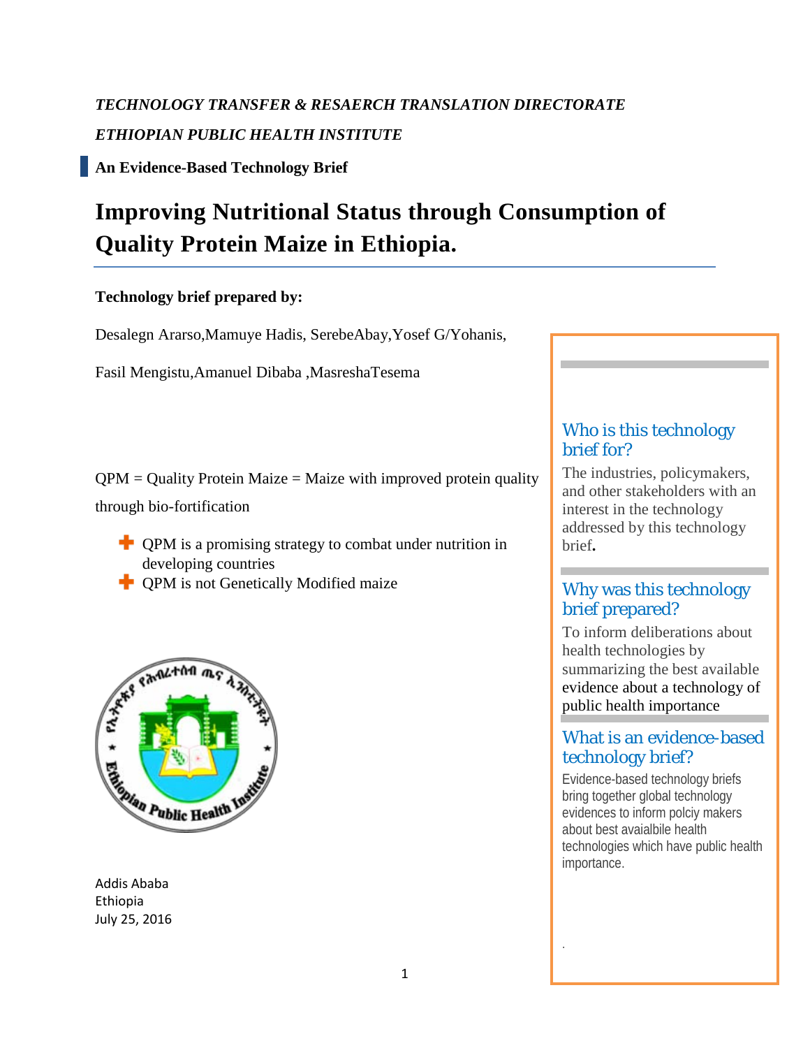*TECHNOLOGY TRANSFER & RESAERCH TRANSLATION DIRECTORATE*

*ETHIOPIAN PUBLIC HEALTH INSTITUTE*

**An Evidence-Based Technology Brief**

# Improving Nutritional Status through Consumption of Quality Protein Maize in Ethiopia.

**Technology brief prepared by:**

Desalegn Ararso,Mamuye Hadis, SerebeAbay,Yosef G/Yohanis,

Fasil Mengistu,Amanuel Dibaba ,MasreshaTesema

QPM = Quality Protein Maize = Maize with improved protein quality through bio-fortification

- QPM is a promising strategy to combat under nutrition in developing countries
- QPM is not Genetically Modified maize

Addis Ababa
Ethiopia
July 25, 2016

## Who is this technology brief for?

The industries, policymakers, and other stakeholders with an interest in the technology addressed by this technology brief**.**

## Why was this technology brief prepared?

To inform deliberations about health technologies by summarizing the best available evidence about a technology of public health importance

## What is an evidence-based technology brief?

Evidence-based technology briefs bring together global technology evidences to inform polciy makers about best avaialbile health technologies which have public health importance.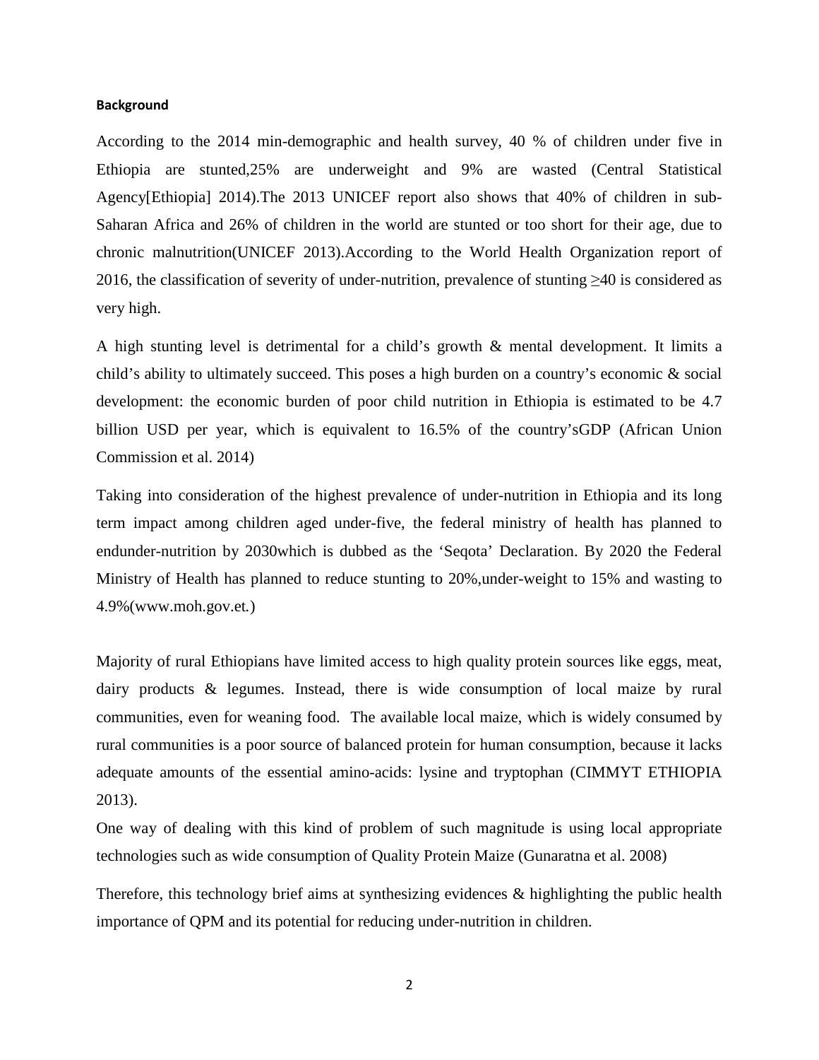**Background**

According to the 2014 min-demographic and health survey, 40 % of children under five in Ethiopia are stunted,25% are underweight and 9% are wasted (Central Statistical Agency[Ethiopia] 2014).The 2013 UNICEF report also shows that 40% of children in sub-Saharan Africa and 26% of children in the world are stunted or too short for their age, due to chronic malnutrition(UNICEF 2013).According to the World Health Organization report of 2016, the classification of severity of under-nutrition, prevalence of stunting ≥40 is considered as very high.

A high stunting level is detrimental for a child's growth & mental development. It limits a child's ability to ultimately succeed. This poses a high burden on a country's economic & social development: the economic burden of poor child nutrition in Ethiopia is estimated to be 4.7 billion USD per year, which is equivalent to 16.5% of the country'sGDP (African Union Commission et al. 2014)

Taking into consideration of the highest prevalence of under-nutrition in Ethiopia and its long term impact among children aged under-five, the federal ministry of health has planned to endunder-nutrition by 2030which is dubbed as the 'Seqota' Declaration. By 2020 the Federal Ministry of Health has planned to reduce stunting to 20%,under-weight to 15% and wasting to 4.9%(www.moh.gov.et.)

Majority of rural Ethiopians have limited access to high quality protein sources like eggs, meat, dairy products & legumes. Instead, there is wide consumption of local maize by rural communities, even for weaning food. The available local maize, which is widely consumed by rural communities is a poor source of balanced protein for human consumption, because it lacks adequate amounts of the essential amino-acids: lysine and tryptophan (CIMMYT ETHIOPIA 2013).

One way of dealing with this kind of problem of such magnitude is using local appropriate technologies such as wide consumption of Quality Protein Maize (Gunaratna et al. 2008)

Therefore, this technology brief aims at synthesizing evidences & highlighting the public health importance of QPM and its potential for reducing under-nutrition in children.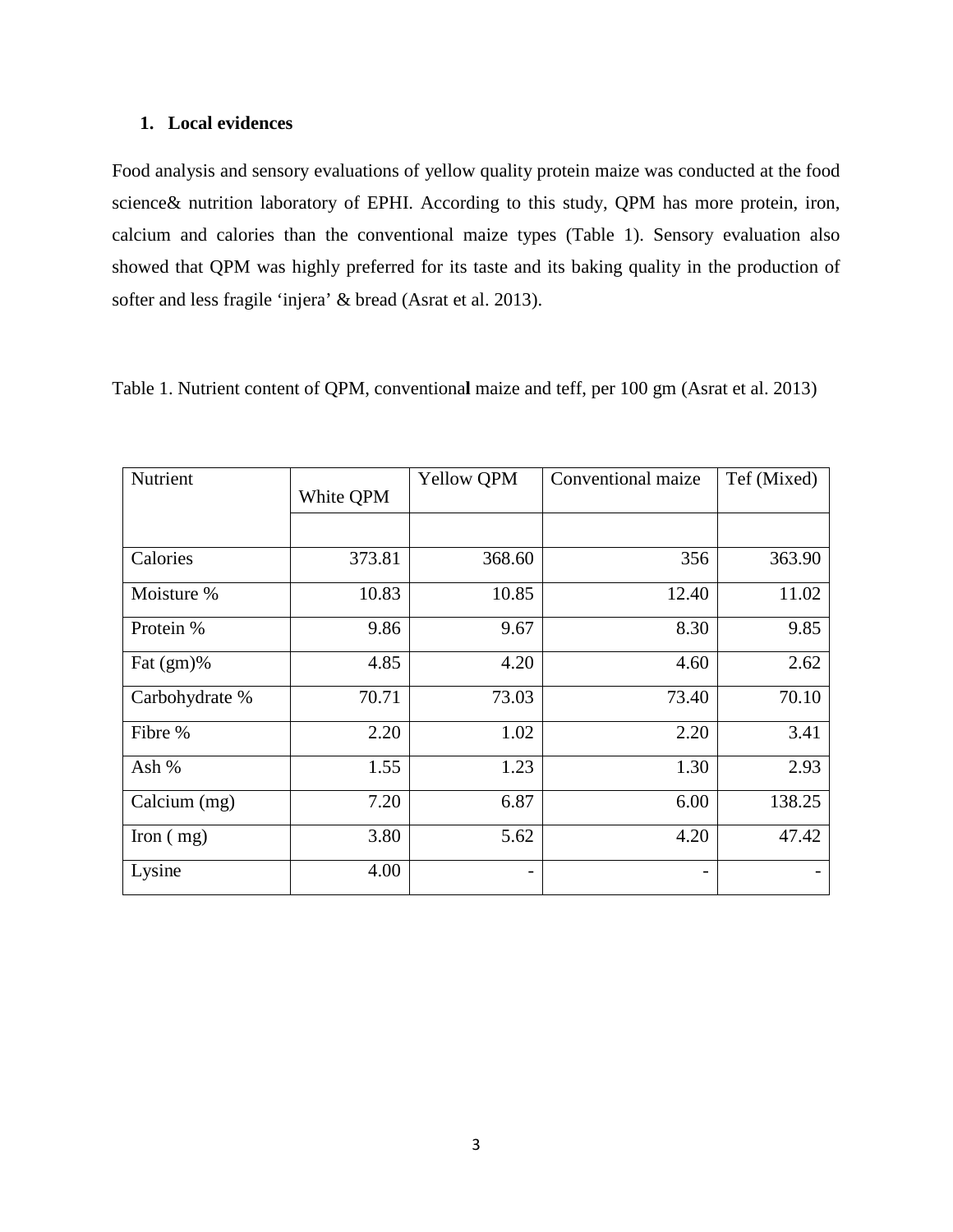1. **Local evidences**

Food analysis and sensory evaluations of yellow quality protein maize was conducted at the food science& nutrition laboratory of EPHI. According to this study, QPM has more protein, iron, calcium and calories than the conventional maize types (Table 1). Sensory evaluation also showed that QPM was highly preferred for its taste and its baking quality in the production of softer and less fragile 'injera' & bread (Asrat et al. 2013).

Table 1. Nutrient content of QPM, conventional maize and teff, per 100 gm (Asrat et al. 2013)

| Nutrient | White QPM | Yellow QPM | Conventional maize | Tef (Mixed) |
|---|---|---|---|---|
| | | | | |
| Calories | 373.81 | 368.60 | 356 | 363.90 |
| Moisture % | 10.83 | 10.85 | 12.40 | 11.02 |
| Protein % | 9.86 | 9.67 | 8.30 | 9.85 |
| Fat (gm)% | 4.85 | 4.20 | 4.60 | 2.62 |
| Carbohydrate % | 70.71 | 73.03 | 73.40 | 70.10 |
| Fibre % | 2.20 | 1.02 | 2.20 | 3.41 |
| Ash % | 1.55 | 1.23 | 1.30 | 2.93 |
| Calcium (mg) | 7.20 | 6.87 | 6.00 | 138.25 |
| Iron ( mg) | 3.80 | 5.62 | 4.20 | 47.42 |
| Lysine | 4.00 | - | - | - |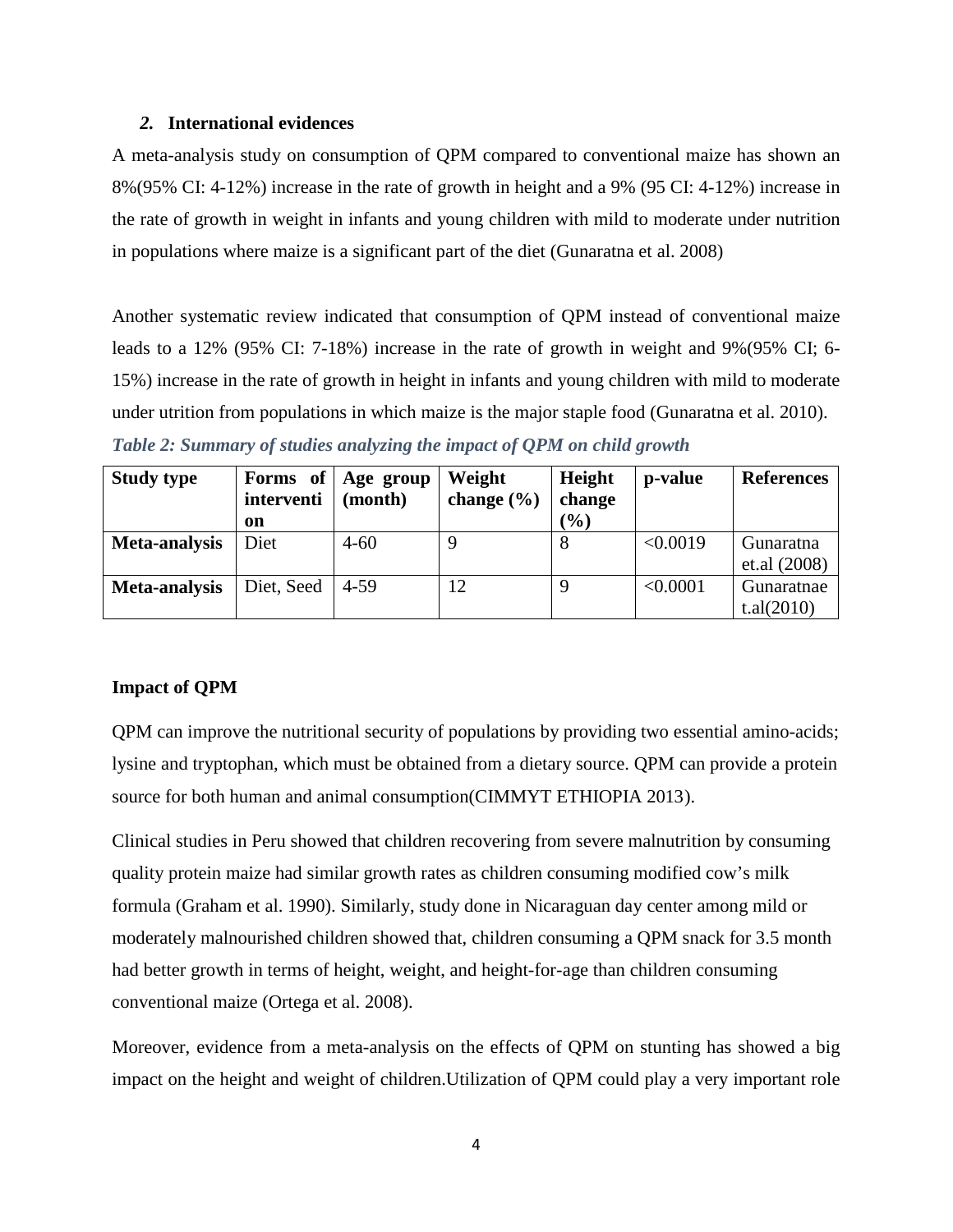## *2.* International evidences

A meta-analysis study on consumption of QPM compared to conventional maize has shown an 8%(95% CI: 4-12%) increase in the rate of growth in height and a 9% (95 CI: 4-12%) increase in the rate of growth in weight in infants and young children with mild to moderate under nutrition in populations where maize is a significant part of the diet (Gunaratna et al. 2008)

Another systematic review indicated that consumption of QPM instead of conventional maize leads to a 12% (95% CI: 7-18%) increase in the rate of growth in weight and 9%(95% CI; 6-15%) increase in the rate of growth in height in infants and young children with mild to moderate under utrition from populations in which maize is the major staple food (Gunaratna et al. 2010).

***Table 2: Summary of studies analyzing the impact of QPM on child growth***

| Study type | Forms of intervention | Age group (month) | Weight change (%) | Height change (%) | p-value | References |
|---|---|---|---|---|---|---|
| **Meta-analysis** | Diet | 4-60 | 9 | 8 | <0.0019 | Gunaratna et.al (2008) |
| **Meta-analysis** | Diet, Seed | 4-59 | 12 | 9 | <0.0001 | Gunaratnae t.al(2010) |

**Impact of QPM**

QPM can improve the nutritional security of populations by providing two essential amino-acids; lysine and tryptophan, which must be obtained from a dietary source. QPM can provide a protein source for both human and animal consumption(CIMMYT ETHIOPIA 2013).

Clinical studies in Peru showed that children recovering from severe malnutrition by consuming quality protein maize had similar growth rates as children consuming modified cow's milk formula (Graham et al. 1990). Similarly, study done in Nicaraguan day center among mild or moderately malnourished children showed that, children consuming a QPM snack for 3.5 month had better growth in terms of height, weight, and height-for-age than children consuming conventional maize (Ortega et al. 2008).

Moreover, evidence from a meta-analysis on the effects of QPM on stunting has showed a big impact on the height and weight of children.Utilization of QPM could play a very important role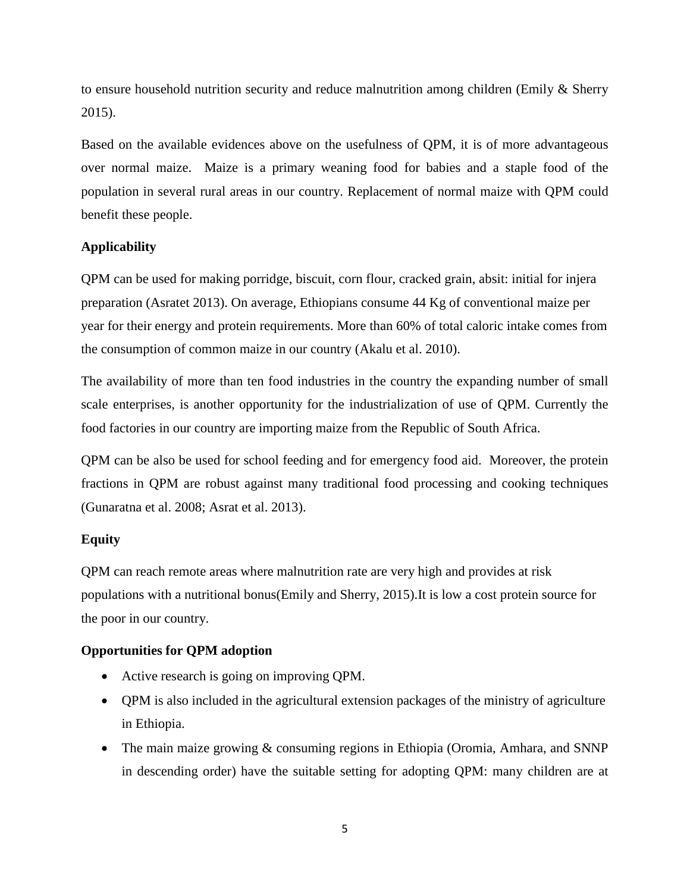to ensure household nutrition security and reduce malnutrition among children (Emily & Sherry 2015).

Based on the available evidences above on the usefulness of QPM, it is of more advantageous over normal maize. Maize is a primary weaning food for babies and a staple food of the population in several rural areas in our country. Replacement of normal maize with QPM could benefit these people.

**Applicability**

QPM can be used for making porridge, biscuit, corn flour, cracked grain, absit: initial for injera preparation (Asratet 2013). On average, Ethiopians consume 44 Kg of conventional maize per year for their energy and protein requirements. More than 60% of total caloric intake comes from the consumption of common maize in our country (Akalu et al. 2010).

The availability of more than ten food industries in the country the expanding number of small scale enterprises, is another opportunity for the industrialization of use of QPM. Currently the food factories in our country are importing maize from the Republic of South Africa.

QPM can be also be used for school feeding and for emergency food aid. Moreover, the protein fractions in QPM are robust against many traditional food processing and cooking techniques (Gunaratna et al. 2008; Asrat et al. 2013).

**Equity**

QPM can reach remote areas where malnutrition rate are very high and provides at risk populations with a nutritional bonus(Emily and Sherry, 2015).It is low a cost protein source for the poor in our country.

**Opportunities for QPM adoption**

- Active research is going on improving QPM.
- QPM is also included in the agricultural extension packages of the ministry of agriculture in Ethiopia.
- The main maize growing & consuming regions in Ethiopia (Oromia, Amhara, and SNNP in descending order) have the suitable setting for adopting QPM: many children are at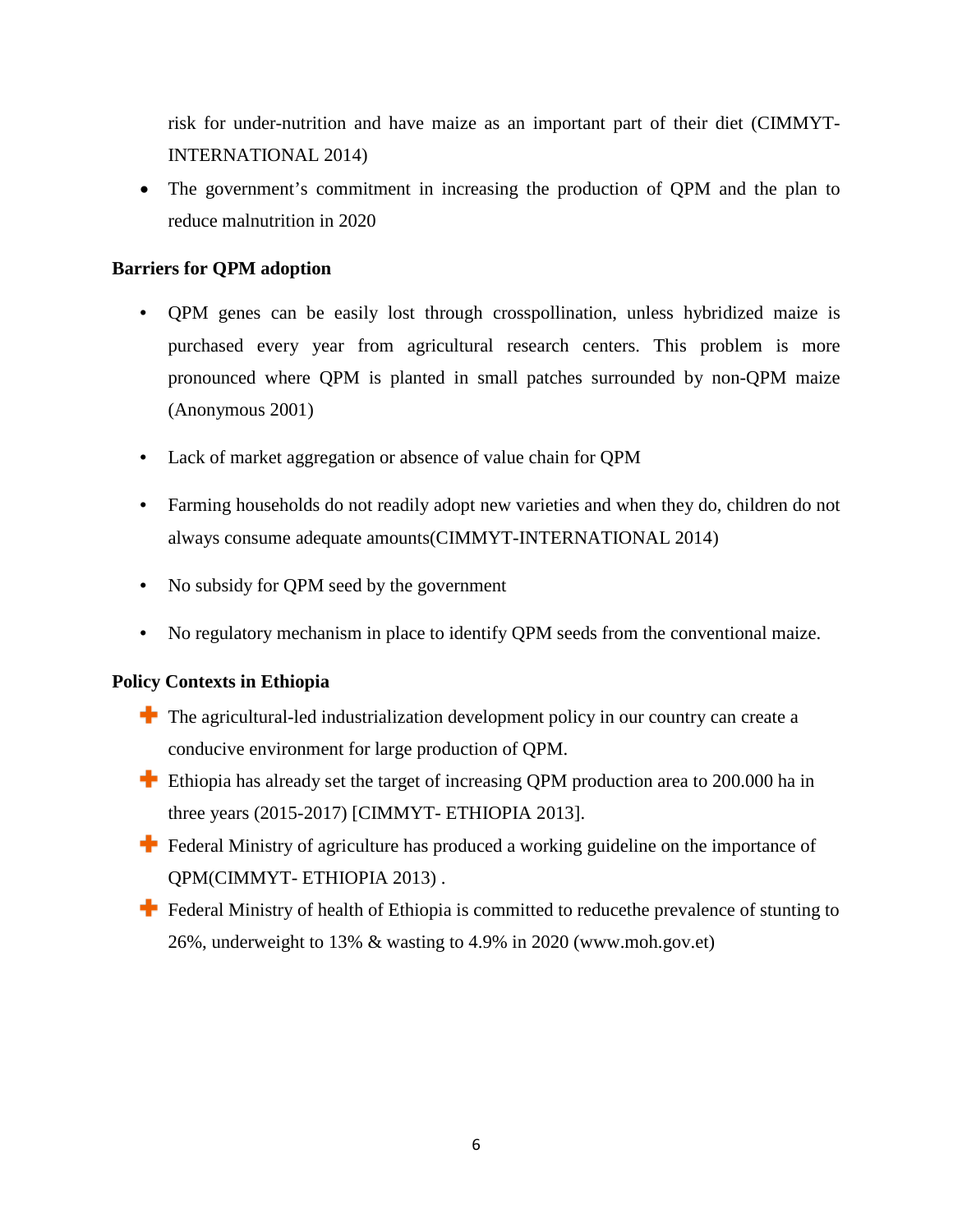risk for under-nutrition and have maize as an important part of their diet (CIMMYT-INTERNATIONAL 2014)

- The government's commitment in increasing the production of QPM and the plan to reduce malnutrition in 2020

**Barriers for QPM adoption**

- QPM genes can be easily lost through crosspollination, unless hybridized maize is purchased every year from agricultural research centers. This problem is more pronounced where QPM is planted in small patches surrounded by non-QPM maize (Anonymous 2001)
- Lack of market aggregation or absence of value chain for QPM
- Farming households do not readily adopt new varieties and when they do, children do not always consume adequate amounts(CIMMYT-INTERNATIONAL 2014)
- No subsidy for QPM seed by the government
- No regulatory mechanism in place to identify QPM seeds from the conventional maize.

**Policy Contexts in Ethiopia**

- The agricultural-led industrialization development policy in our country can create a conducive environment for large production of QPM.
- Ethiopia has already set the target of increasing QPM production area to 200.000 ha in three years (2015-2017) [CIMMYT- ETHIOPIA 2013].
- Federal Ministry of agriculture has produced a working guideline on the importance of QPM(CIMMYT- ETHIOPIA 2013) .
- Federal Ministry of health of Ethiopia is committed to reducethe prevalence of stunting to 26%, underweight to 13% & wasting to 4.9% in 2020 (www.moh.gov.et)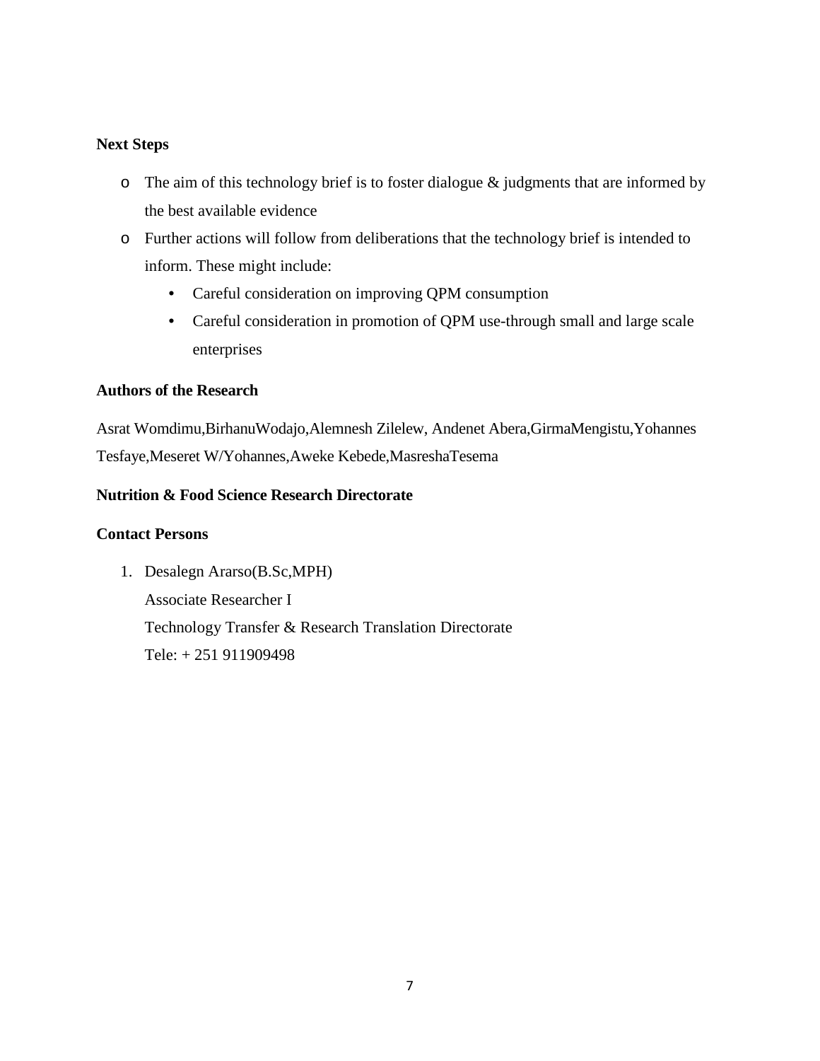**Next Steps**

- The aim of this technology brief is to foster dialogue & judgments that are informed by the best available evidence
- Further actions will follow from deliberations that the technology brief is intended to inform. These might include:
  - Careful consideration on improving QPM consumption
  - Careful consideration in promotion of QPM use-through small and large scale enterprises

**Authors of the Research**

Asrat Womdimu,BirhanuWodajo,Alemnesh Zilelew, Andenet Abera,GirmaMengistu,Yohannes Tesfaye,Meseret W/Yohannes,Aweke Kebede,MasreshaTesema

**Nutrition & Food Science Research Directorate**

**Contact Persons**

1. Desalegn Ararso(B.Sc,MPH)
   Associate Researcher I
   Technology Transfer & Research Translation Directorate
   Tele: + 251 911909498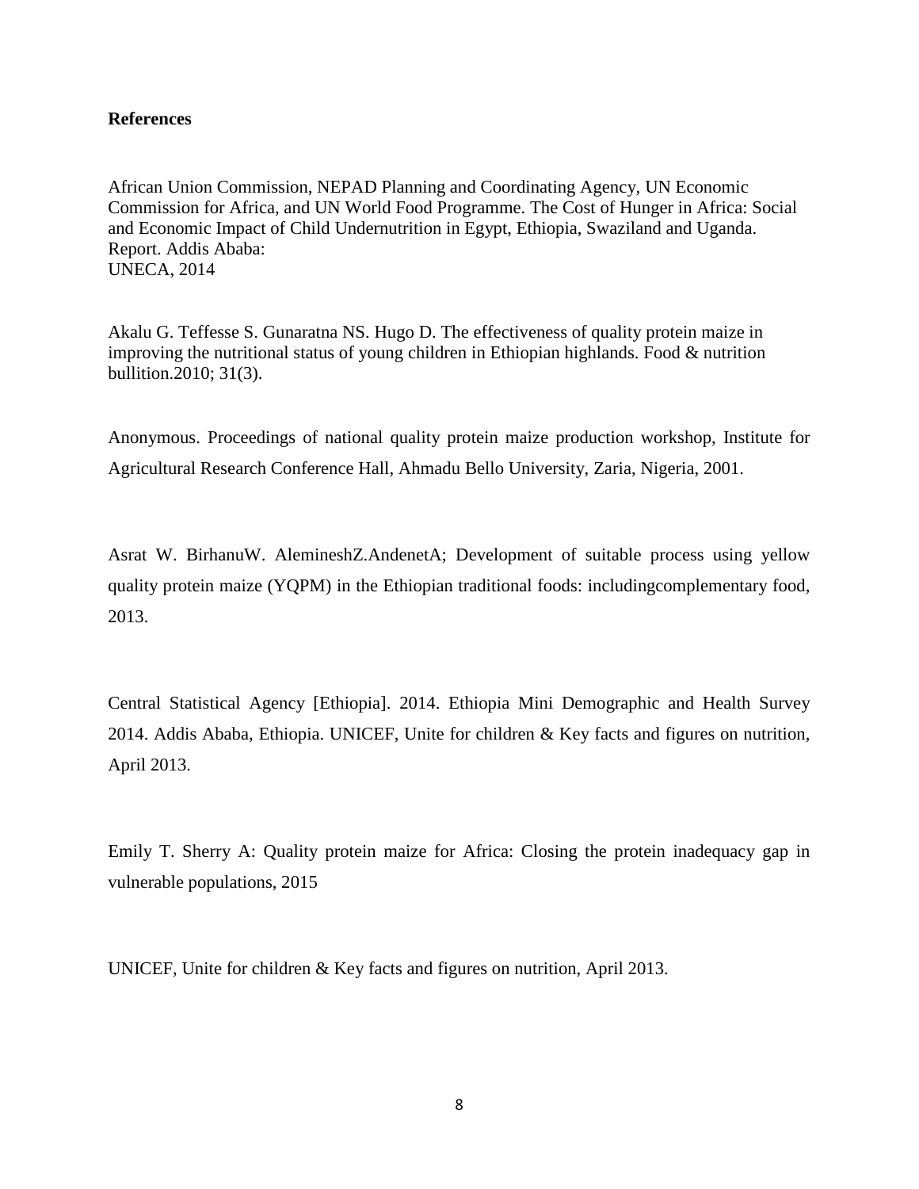**References**

African Union Commission, NEPAD Planning and Coordinating Agency, UN Economic Commission for Africa, and UN World Food Programme. The Cost of Hunger in Africa: Social and Economic Impact of Child Undernutrition in Egypt, Ethiopia, Swaziland and Uganda. Report. Addis Ababa:
UNECA, 2014

Akalu G. Teffesse S. Gunaratna NS. Hugo D. The effectiveness of quality protein maize in improving the nutritional status of young children in Ethiopian highlands. Food & nutrition bullition.2010; 31(3).

Anonymous. Proceedings of national quality protein maize production workshop, Institute for Agricultural Research Conference Hall, Ahmadu Bello University, Zaria, Nigeria, 2001.

Asrat W. BirhanuW. AlemineshZ.AndenetA; Development of suitable process using yellow quality protein maize (YQPM) in the Ethiopian traditional foods: includingcomplementary food, 2013.

Central Statistical Agency [Ethiopia]. 2014. Ethiopia Mini Demographic and Health Survey 2014. Addis Ababa, Ethiopia. UNICEF, Unite for children & Key facts and figures on nutrition, April 2013.

Emily T. Sherry A: Quality protein maize for Africa: Closing the protein inadequacy gap in vulnerable populations, 2015

UNICEF, Unite for children & Key facts and figures on nutrition, April 2013.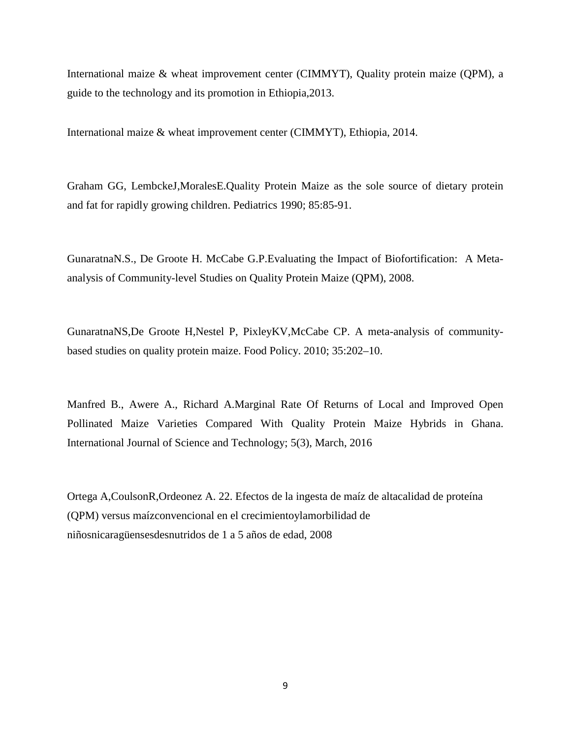International maize & wheat improvement center (CIMMYT), Quality protein maize (QPM), a guide to the technology and its promotion in Ethiopia,2013.

International maize & wheat improvement center (CIMMYT), Ethiopia, 2014.

Graham GG, LembckeJ,MoralesE.Quality Protein Maize as the sole source of dietary protein and fat for rapidly growing children. Pediatrics 1990; 85:85-91.

GunaratnaN.S., De Groote H. McCabe G.P.Evaluating the Impact of Biofortification: A Meta-analysis of Community-level Studies on Quality Protein Maize (QPM), 2008.

GunaratnaNS,De Groote H,Nestel P, PixleyKV,McCabe CP. A meta-analysis of community-based studies on quality protein maize. Food Policy. 2010; 35:202–10.

Manfred B., Awere A., Richard A.Marginal Rate Of Returns of Local and Improved Open Pollinated Maize Varieties Compared With Quality Protein Maize Hybrids in Ghana. International Journal of Science and Technology; 5(3), March, 2016

Ortega A,CoulsonR,Ordeonez A. 22. Efectos de la ingesta de maíz de altacalidad de proteína (QPM) versus maízconvencional en el crecimientoylamorbilidad de niñosnicaragüensesdesnutridos de 1 a 5 años de edad, 2008